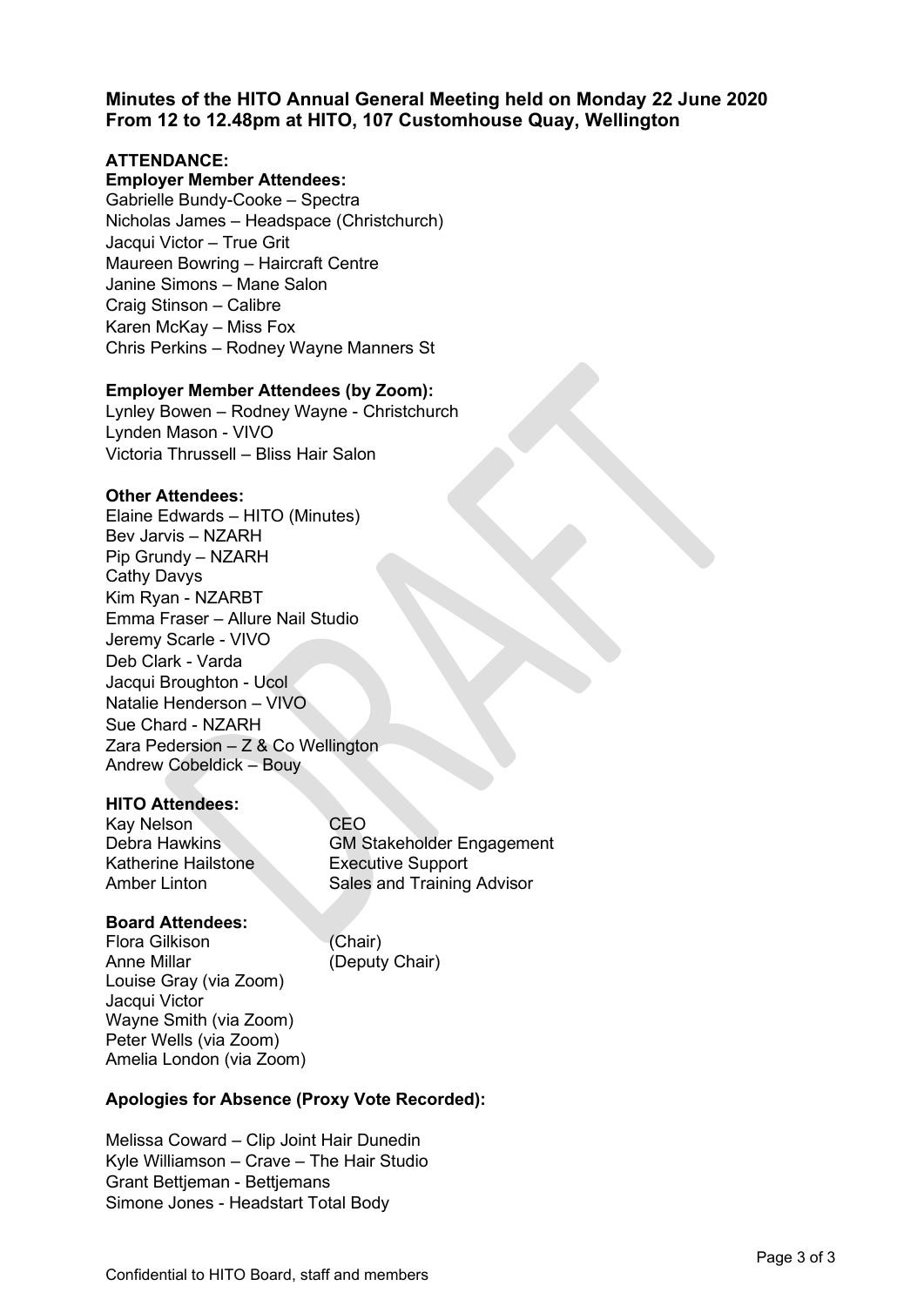## Minutes of the HITO Annual General Meeting held on Monday 22 June 2020 From 12 to 12.48pm at HITO, 107 Customhouse Quay, Wellington

### ATTENDANCE:

**Employer Member Attendees:**

Gabrielle Bundy-Cooke – Spectra
Nicholas James – Headspace (Christchurch)
Jacqui Victor – True Grit
Maureen Bowring – Haircraft Centre
Janine Simons – Mane Salon
Craig Stinson – Calibre
Karen McKay – Miss Fox
Chris Perkins – Rodney Wayne Manners St

**Employer Member Attendees (by Zoom):**

Lynley Bowen – Rodney Wayne - Christchurch
Lynden Mason - VIVO
Victoria Thrussell – Bliss Hair Salon

**Other Attendees:**

Elaine Edwards – HITO (Minutes)
Bev Jarvis – NZARH
Pip Grundy – NZARH
Cathy Davys
Kim Ryan - NZARBT
Emma Fraser – Allure Nail Studio
Jeremy Scarle - VIVO
Deb Clark - Varda
Jacqui Broughton - Ucol
Natalie Henderson – VIVO
Sue Chard - NZARH
Zara Pedersion – Z & Co Wellington
Andrew Cobeldick – Bouy

**HITO Attendees:**

| | |
|---|---|
| Kay Nelson | CEO |
| Debra Hawkins | GM Stakeholder Engagement |
| Katherine Hailstone | Executive Support |
| Amber Linton | Sales and Training Advisor |

**Board Attendees:**

| | |
|---|---|
| Flora Gilkison | (Chair) |
| Anne Millar | (Deputy Chair) |
| Louise Gray (via Zoom) | |
| Jacqui Victor | |
| Wayne Smith (via Zoom) | |
| Peter Wells (via Zoom) | |
| Amelia London (via Zoom) | |

**Apologies for Absence (Proxy Vote Recorded):**

Melissa Coward – Clip Joint Hair Dunedin
Kyle Williamson – Crave – The Hair Studio
Grant Bettjeman - Bettjemans
Simone Jones - Headstart Total Body

Confidential to HITO Board, staff and members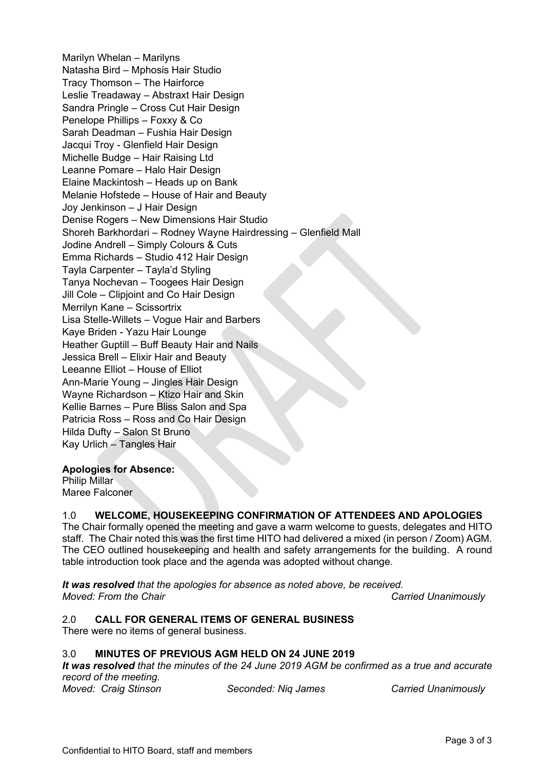Marilyn Whelan – Marilyns
Natasha Bird – Mphosis Hair Studio
Tracy Thomson – The Hairforce
Leslie Treadaway – Abstraxt Hair Design
Sandra Pringle – Cross Cut Hair Design
Penelope Phillips – Foxxy & Co
Sarah Deadman – Fushia Hair Design
Jacqui Troy - Glenfield Hair Design
Michelle Budge – Hair Raising Ltd
Leanne Pomare – Halo Hair Design
Elaine Mackintosh – Heads up on Bank
Melanie Hofstede – House of Hair and Beauty
Joy Jenkinson – J Hair Design
Denise Rogers – New Dimensions Hair Studio
Shoreh Barkhordari – Rodney Wayne Hairdressing – Glenfield Mall
Jodine Andrell – Simply Colours & Cuts
Emma Richards – Studio 412 Hair Design
Tayla Carpenter – Tayla'd Styling
Tanya Nochevan – Toogees Hair Design
Jill Cole – Clipjoint and Co Hair Design
Merrilyn Kane – Scissortrix
Lisa Stelle-Willets – Vogue Hair and Barbers
Kaye Briden - Yazu Hair Lounge
Heather Guptill – Buff Beauty Hair and Nails
Jessica Brell – Elixir Hair and Beauty
Leeanne Elliot – House of Elliot
Ann-Marie Young – Jingles Hair Design
Wayne Richardson – Ktizo Hair and Skin
Kellie Barnes – Pure Bliss Salon and Spa
Patricia Ross – Ross and Co Hair Design
Hilda Dufty – Salon St Bruno
Kay Urlich – Tangles Hair

**Apologies for Absence:**
Philip Millar
Maree Falconer

## 1.0 WELCOME, HOUSEKEEPING CONFIRMATION OF ATTENDEES AND APOLOGIES

The Chair formally opened the meeting and gave a warm welcome to guests, delegates and HITO staff. The Chair noted this was the first time HITO had delivered a mixed (in person / Zoom) AGM. The CEO outlined housekeeping and health and safety arrangements for the building. A round table introduction took place and the agenda was adopted without change.

***It was resolved*** *that the apologies for absence as noted above, be received.*
*Moved: From the Chair* *Carried Unanimously*

## 2.0 CALL FOR GENERAL ITEMS OF GENERAL BUSINESS

There were no items of general business.

## 3.0 MINUTES OF PREVIOUS AGM HELD ON 24 JUNE 2019

***It was resolved*** *that the minutes of the 24 June 2019 AGM be confirmed as a true and accurate record of the meeting.*
*Moved: Craig Stinson* *Seconded: Niq James* *Carried Unanimously*

Confidential to HITO Board, staff and members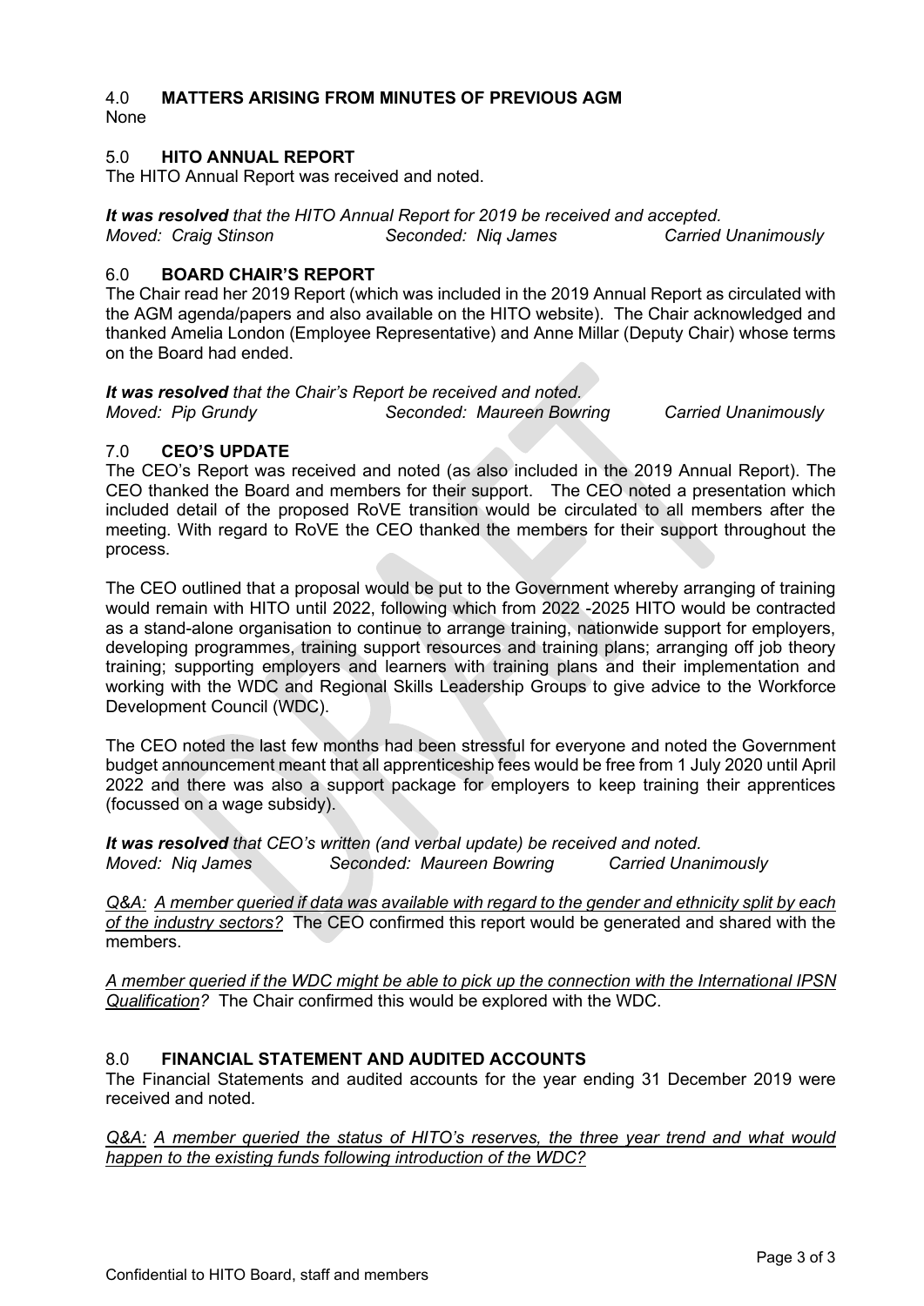## 4.0 MATTERS ARISING FROM MINUTES OF PREVIOUS AGM

None

## 5.0 HITO ANNUAL REPORT

The HITO Annual Report was received and noted.

***It was resolved*** *that the HITO Annual Report for 2019 be received and accepted.*
*Moved: Craig Stinson* *Seconded: Niq James* *Carried Unanimously*

## 6.0 BOARD CHAIR'S REPORT

The Chair read her 2019 Report (which was included in the 2019 Annual Report as circulated with the AGM agenda/papers and also available on the HITO website). The Chair acknowledged and thanked Amelia London (Employee Representative) and Anne Millar (Deputy Chair) whose terms on the Board had ended.

***It was resolved*** *that the Chair's Report be received and noted.*
*Moved: Pip Grundy* *Seconded: Maureen Bowring* *Carried Unanimously*

## 7.0 CEO'S UPDATE

The CEO's Report was received and noted (as also included in the 2019 Annual Report). The CEO thanked the Board and members for their support. The CEO noted a presentation which included detail of the proposed RoVE transition would be circulated to all members after the meeting. With regard to RoVE the CEO thanked the members for their support throughout the process.

The CEO outlined that a proposal would be put to the Government whereby arranging of training would remain with HITO until 2022, following which from 2022 -2025 HITO would be contracted as a stand-alone organisation to continue to arrange training, nationwide support for employers, developing programmes, training support resources and training plans; arranging off job theory training; supporting employers and learners with training plans and their implementation and working with the WDC and Regional Skills Leadership Groups to give advice to the Workforce Development Council (WDC).

The CEO noted the last few months had been stressful for everyone and noted the Government budget announcement meant that all apprenticeship fees would be free from 1 July 2020 until April 2022 and there was also a support package for employers to keep training their apprentices (focussed on a wage subsidy).

***It was resolved*** *that CEO's written (and verbal update) be received and noted.*
*Moved: Niq James* *Seconded: Maureen Bowring* *Carried Unanimously*

*Q&A: A member queried if data was available with regard to the gender and ethnicity split by each of the industry sectors?* The CEO confirmed this report would be generated and shared with the members.

*A member queried if the WDC might be able to pick up the connection with the International IPSN Qualification?* The Chair confirmed this would be explored with the WDC.

## 8.0 FINANCIAL STATEMENT AND AUDITED ACCOUNTS

The Financial Statements and audited accounts for the year ending 31 December 2019 were received and noted.

*Q&A: A member queried the status of HITO's reserves, the three year trend and what would happen to the existing funds following introduction of the WDC?*

Confidential to HITO Board, staff and members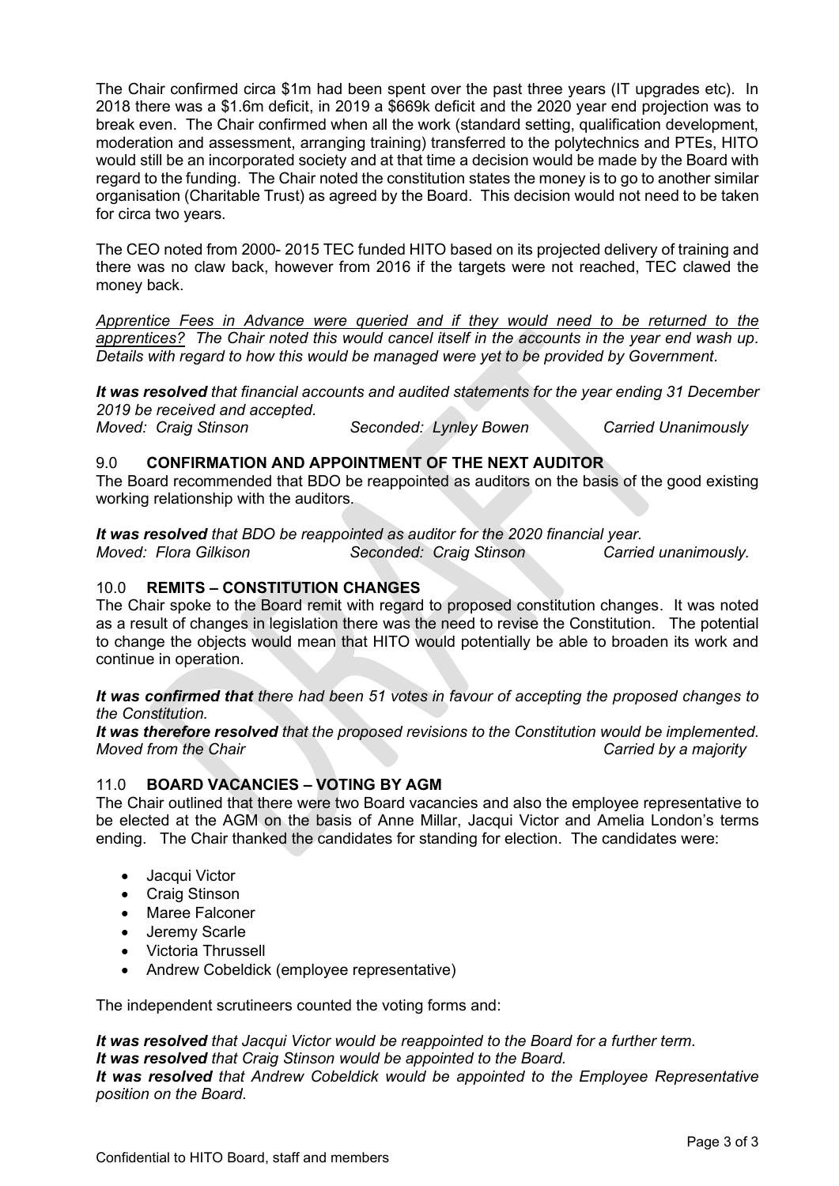The Chair confirmed circa $1m had been spent over the past three years (IT upgrades etc). In 2018 there was a $1.6m deficit, in 2019 a $669k deficit and the 2020 year end projection was to break even. The Chair confirmed when all the work (standard setting, qualification development, moderation and assessment, arranging training) transferred to the polytechnics and PTEs, HITO would still be an incorporated society and at that time a decision would be made by the Board with regard to the funding. The Chair noted the constitution states the money is to go to another similar organisation (Charitable Trust) as agreed by the Board. This decision would not need to be taken for circa two years.

The CEO noted from 2000- 2015 TEC funded HITO based on its projected delivery of training and there was no claw back, however from 2016 if the targets were not reached, TEC clawed the money back.

*<u>Apprentice Fees in Advance were queried and if they would need to be returned to the apprentices?</u> The Chair noted this would cancel itself in the accounts in the year end wash up. Details with regard to how this would be managed were yet to be provided by Government.*

***It was resolved** that financial accounts and audited statements for the year ending 31 December 2019 be received and accepted.*
*Moved: Craig Stinson Seconded: Lynley Bowen Carried Unanimously*

## 9.0 CONFIRMATION AND APPOINTMENT OF THE NEXT AUDITOR

The Board recommended that BDO be reappointed as auditors on the basis of the good existing working relationship with the auditors.

***It was resolved** that BDO be reappointed as auditor for the 2020 financial year.*
*Moved: Flora Gilkison Seconded: Craig Stinson Carried unanimously.*

## 10.0 REMITS – CONSTITUTION CHANGES

The Chair spoke to the Board remit with regard to proposed constitution changes. It was noted as a result of changes in legislation there was the need to revise the Constitution. The potential to change the objects would mean that HITO would potentially be able to broaden its work and continue in operation.

***It was confirmed that** there had been 51 votes in favour of accepting the proposed changes to the Constitution.*
***It was therefore resolved** that the proposed revisions to the Constitution would be implemented.*
*Moved from the Chair Carried by a majority*

## 11.0 BOARD VACANCIES – VOTING BY AGM

The Chair outlined that there were two Board vacancies and also the employee representative to be elected at the AGM on the basis of Anne Millar, Jacqui Victor and Amelia London's terms ending. The Chair thanked the candidates for standing for election. The candidates were:

- Jacqui Victor
- Craig Stinson
- Maree Falconer
- Jeremy Scarle
- Victoria Thrussell
- Andrew Cobeldick (employee representative)

The independent scrutineers counted the voting forms and:

***It was resolved** that Jacqui Victor would be reappointed to the Board for a further term.*
***It was resolved** that Craig Stinson would be appointed to the Board.*
***It was resolved** that Andrew Cobeldick would be appointed to the Employee Representative position on the Board.*

Confidential to HITO Board, staff and members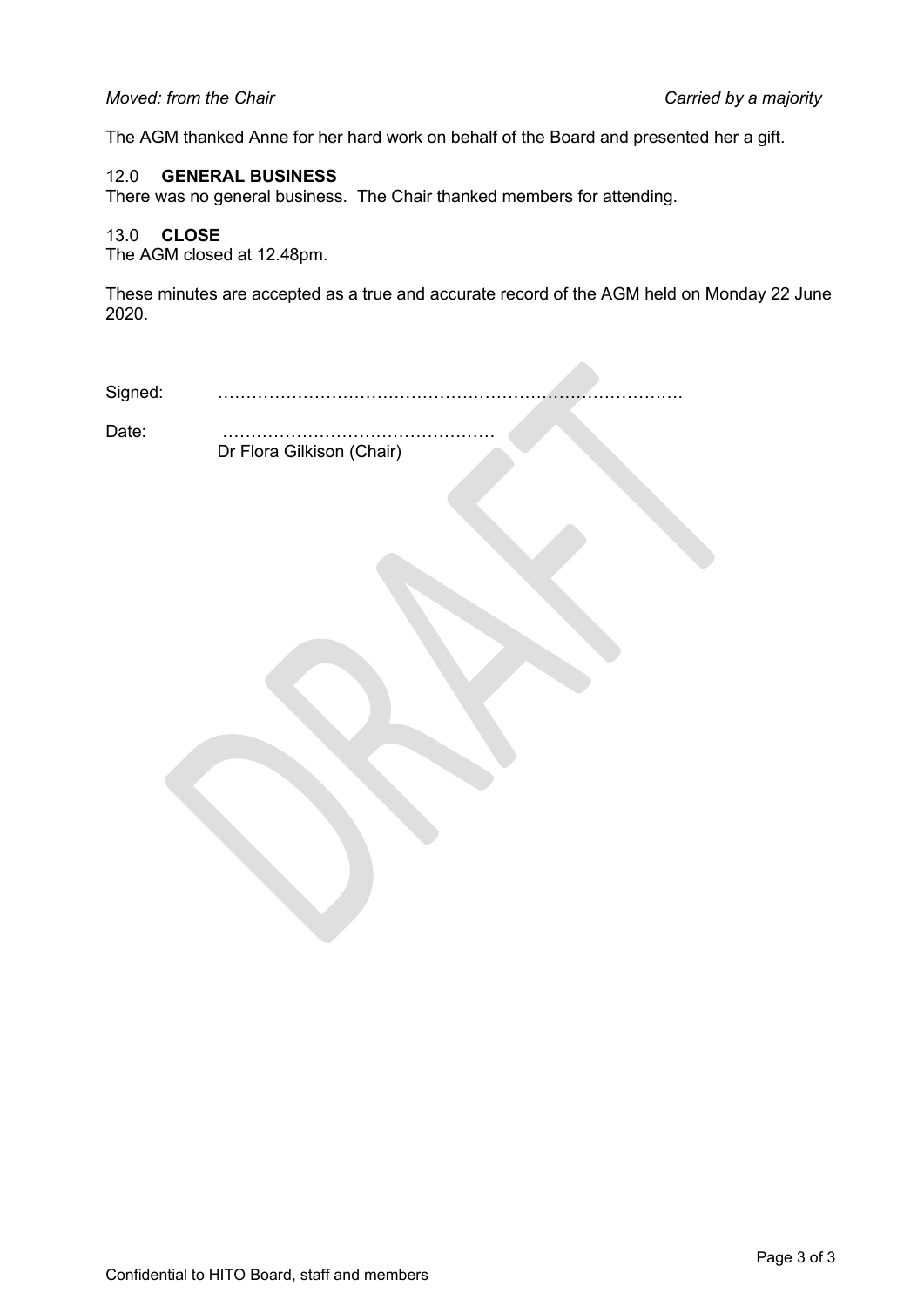*Moved: from the Chair* *Carried by a majority*

The AGM thanked Anne for her hard work on behalf of the Board and presented her a gift.

### 12.0 GENERAL BUSINESS

There was no general business. The Chair thanked members for attending.

### 13.0 CLOSE

The AGM closed at 12.48pm.

These minutes are accepted as a true and accurate record of the AGM held on Monday 22 June 2020.

Signed: …………………………………………………………………………

Date: ………………………………………

Dr Flora Gilkison (Chair)

DRAFT

Confidential to HITO Board, staff and members